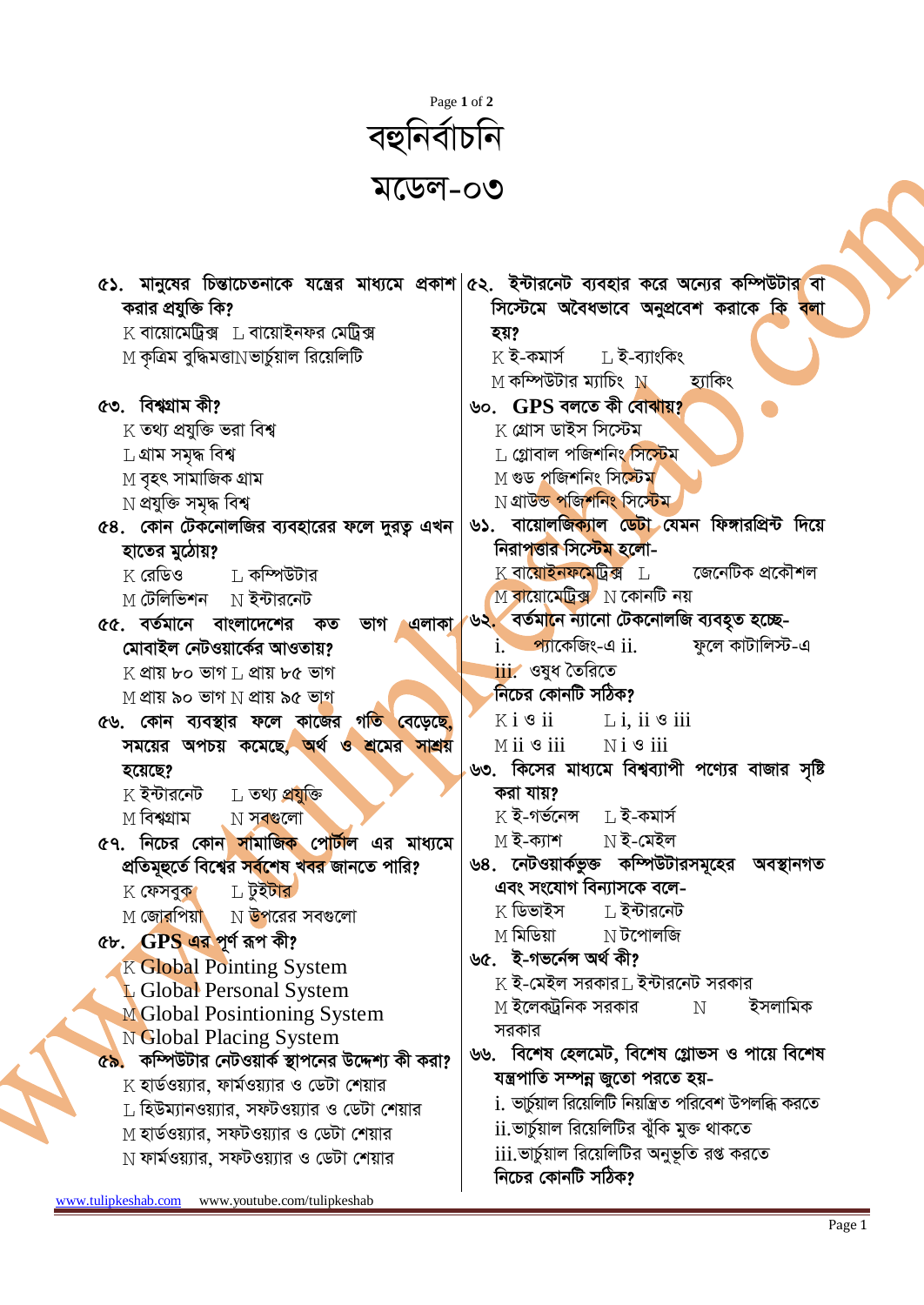# বহুনির্বাচনি

## মডেল-০৩

৫১. মানুষের চিন্তাচেতনাকে যন্ত্রের মাধ্যমে প্রকাশ করার প্রযুক্তি কি?
K বায়োমেট্রিক্স L বায়োইনফর মেট্রিক্স
M কৃত্রিম বুদ্ধিমত্তা N ভার্চুয়াল রিয়েলিটি

৫৩. বিশ্বগ্রাম কী?
K তথ্য প্রযুক্তি ভরা বিশ্ব
L গ্রাম সমৃদ্ধ বিশ্ব
M বৃহৎ সামাজিক গ্রাম
N প্রযুক্তি সমৃদ্ধ বিশ্ব

৫৪. কোন টেকনোলজির ব্যবহারের ফলে দুরত্ব এখন হাতের মুঠোয়?
K রেডিও L কম্পিউটার
M টেলিভিশন N ইন্টারনেট

৫৫. বর্তমানে বাংলাদেশের কত ভাগ এলাকা মোবাইল নেটওয়ার্কের আওতায়?
K প্রায় ৮০ ভাগ L প্রায় ৮৫ ভাগ
M প্রায় ৯০ ভাগ N প্রায় ৯৫ ভাগ

৫৬. কোন ব্যবস্থার ফলে কাজের গতি বেড়েছে, সময়ের অপচয় কমেছে, অর্থ ও শ্রমের সাশ্রয় হয়েছে?
K ইন্টারনেট L তথ্য প্রযুক্তি
M বিশ্বগ্রাম N সবগুলো

৫৭. নিচের কোন সামাজিক পোর্টাল এর মাধ্যমে প্রতিমূহুর্তে বিশ্বের সর্বশেষ খবর জানতে পারি?
K ফেসবুক L টুইটার
M জোরপিয়া N উপরের সবগুলো

৫৮. GPS এর পূর্ণ রূপ কী?
K Global Pointing System
L Global Personal System
M Global Posintioning System
N Global Placing System

৫৯. কম্পিউটার নেটওয়ার্ক স্থাপনের উদ্দেশ্য কী করা?
K হার্ডওয়্যার, ফার্মওয়্যার ও ডেটা শেয়ার
L হিউম্যানওয়্যার, সফটওয়্যার ও ডেটা শেয়ার
M হার্ডওয়্যার, সফটওয়্যার ও ডেটা শেয়ার
N ফার্মওয়্যার, সফটওয়্যার ও ডেটা শেয়ার

৫২. ইন্টারনেট ব্যবহার করে অন্যের কম্পিউটার বা সিস্টেমে অবৈধভাবে অনুপ্রবেশ করাকে কি বলা হয়?
K ই-কমার্স L ই-ব্যাংকিং
M কম্পিউটার ম্যাচিং N হ্যাকিং

৬০. GPS বলতে কী বোঝায়?
K গ্রোস ডাইস সিস্টেম
L গ্লোবাল পজিশনিং সিস্টেম
M গুড পজিশনিং সিস্টেম
N গ্রাউন্ড পজিশনিং সিস্টেম

৬১. বায়োলজিক্যাল ডেটা যেমন ফিঙ্গারপ্রিন্ট দিয়ে নিরাপত্তার সিস্টেম হলো-
K বায়োইনফমেট্রিক্স L জেনেটিক প্রকৌশল
M বায়োমেট্রিক্স N কোনটি নয়

৬২. বর্তমানে ন্যানো টেকনোলজি ব্যবহৃত হচ্ছে-
i. প্যাকেজিং-এ
ii. ফুলে কাটালিস্ট-এ
iii. ওষুধ তৈরিতে
নিচের কোনটি সঠিক?
K i ও ii L i, ii ও iii
M ii ও iii N i ও iii

৬৩. কিসের মাধ্যমে বিশ্বব্যাপী পণ্যের বাজার সৃষ্টি করা যায়?
K ই-গর্ভনেন্স L ই-কমার্স
M ই-ক্যাশ N ই-মেইল

৬৪. নেটওয়ার্কভুক্ত কম্পিউটারসমূহের অবস্থানগত এবং সংযোগ বিন্যাসকে বলে-
K ডিভাইস L ইন্টারনেট
M মিডিয়া N টপোলজি

৬৫. ই-গভর্নেন্স অর্থ কী?
K ই-মেইল সরকার L ইন্টারনেট সরকার
M ইলেকট্রনিক সরকার N ইসলামিক সরকার

৬৬. বিশেষ হেলমেট, বিশেষ গ্লোভস ও পায়ে বিশেষ যন্ত্রপাতি সম্পন্ন জুতো পরতে হয়-
i. ভার্চুয়াল রিয়েলিটি নিয়ন্ত্রিত পরিবেশ উপলব্ধি করতে
ii. ভার্চুয়াল রিয়েলিটির ঝুঁকি মুক্ত থাকতে
iii. ভার্চুয়াল রিয়েলিটির অনুভূতি রপ্ত করতে
নিচের কোনটি সঠিক?

www.tulipkeshab.com www.youtube.com/tulipkeshab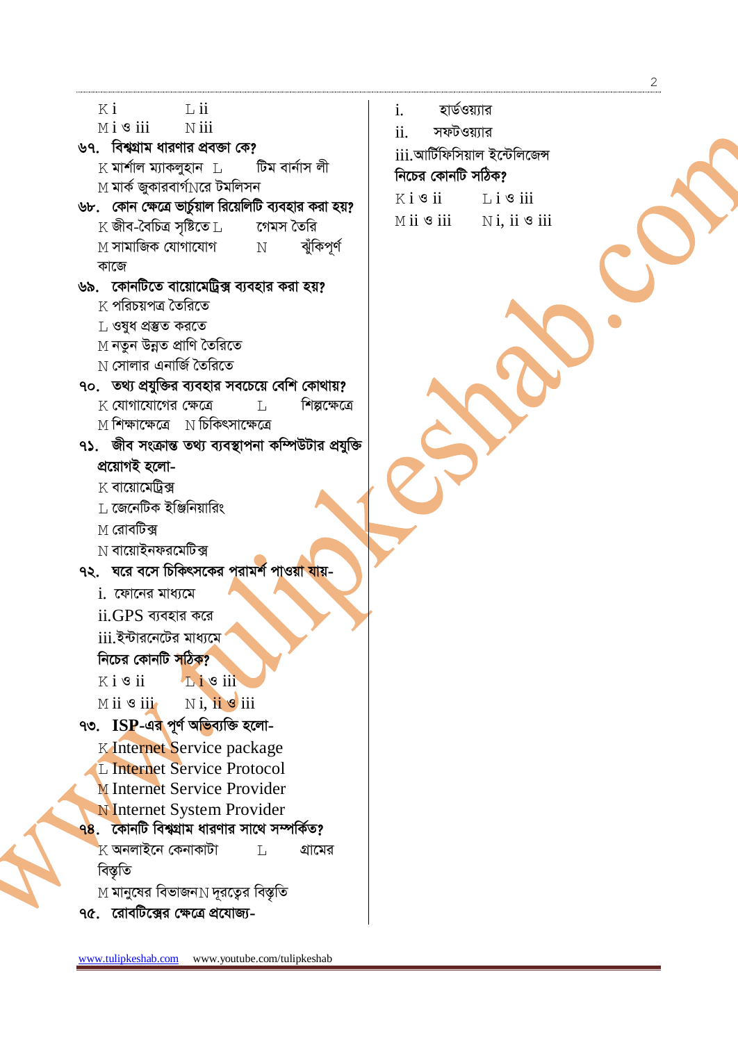K i L ii

M i ও iii N iii

৬৭. **বিশ্বগ্রাম ধারণার প্রবক্তা কে?**

K মার্শাল ম্যাকলুহান L টিম বার্নাস লী

M মার্ক জুকারবার্গ N রে টমলিসন

৬৮. **কোন ক্ষেত্রে ভার্চুয়াল রিয়েলিটি ব্যবহার করা হয়?**

K জীব-বৈচিত্র সৃষ্টিতে L গেমস তৈরি

M সামাজিক যোগাযোগ N ঝুঁকিপূর্ণ কাজে

৬৯. **কোনটিতে বায়োমেট্রিক্স ব্যবহার করা হয়?**

K পরিচয়পত্র তৈরিতে

L ওষুধ প্রস্তুত করতে

M নতুন উন্নত প্রাণি তৈরিতে

N সোলার এনার্জি তৈরিতে

৭০. **তথ্য প্রযুক্তির ব্যবহার সবচেয়ে বেশি কোথায়?**

K যোগাযোগের ক্ষেত্রে L শিল্পক্ষেত্রে

M শিক্ষাক্ষেত্রে N চিকিৎসাক্ষেত্রে

৭১. **জীব সংক্রান্ত তথ্য ব্যবস্থাপনা কম্পিউটার প্রযুক্তি প্রয়োগই হলো-**

K বায়োমেট্রিক্স

L জেনেটিক ইঞ্জিনিয়ারিং

M রোবটিক্স

N বায়োইনফরমেটিক্স

৭২. **ঘরে বসে চিকিৎসকের পরামর্শ পাওয়া যায়-**

i. ফোনের মাধ্যমে

ii. GPS ব্যবহার করে

iii. ইন্টারনেটের মাধ্যমে

**নিচের কোনটি সঠিক?**

K i ও ii L i ও iii

M ii ও iii N i, ii ও iii

৭৩. **ISP-এর পূর্ণ অভিব্যক্তি হলো-**

K Internet Service package

L Internet Service Protocol

M Internet Service Provider

N Internet System Provider

৭৪. **কোনটি বিশ্বগ্রাম ধারণার সাথে সম্পর্কিত?**

K অনলাইনে কেনাকাটা L গ্রামের বিস্তৃতি

M মানুষের বিভাজন N দূরত্বের বিস্তৃতি

৭৫. **রোবটিক্সের ক্ষেত্রে প্রযোজ্য-**

i. হার্ডওয়্যার

ii. সফটওয়্যার

iii. আর্টিফিসিয়াল ইন্টেলিজেন্স

**নিচের কোনটি সঠিক?**

K i ও ii L i ও iii

M ii ও iii N i, ii ও iii

www.tulipkeshab.com www.youtube.com/tulipkeshab